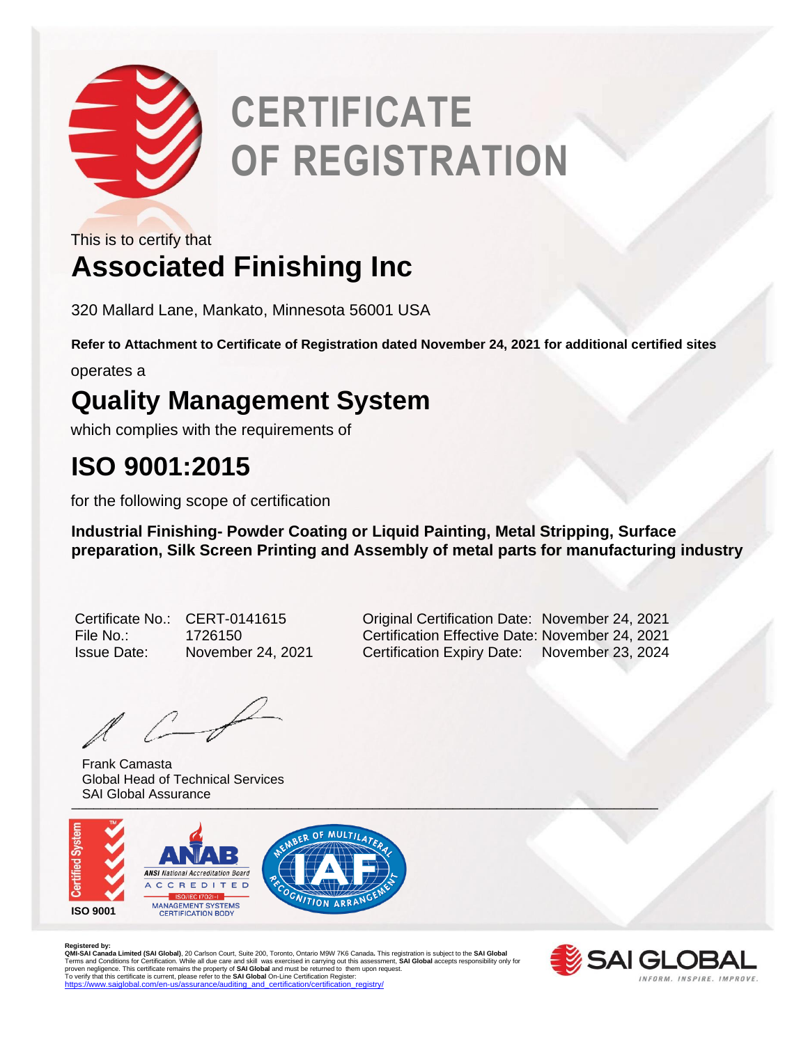# CERTIFICATE OF REGISTRATION

This is to certify that

## Associated Finishing Inc

320 Mallard Lane, Mankato, Minnesota 56001 USA

**Refer to Attachment to Certificate of Registration dated November 24, 2021 for additional certified sites**

operates a

## Quality Management System

which complies with the requirements of

## ISO 9001:2015

for the following scope of certification

**Industrial Finishing- Powder Coating or Liquid Painting, Metal Stripping, Surface preparation, Silk Screen Printing and Assembly of metal parts for manufacturing industry**

| | | | |
|---|---|---|---|
| Certificate No.: | CERT-0141615 | Original Certification Date: | November 24, 2021 |
| File No.: | 1726150 | Certification Effective Date: | November 24, 2021 |
| Issue Date: | November 24, 2021 | Certification Expiry Date: | November 23, 2024 |

Frank Camasta
Global Head of Technical Services
SAI Global Assurance

Certified System
ISO 9001

ANAB
ANSI National Accreditation Board
ACCREDITED
ISO/IEC 17021-1
MANAGEMENT SYSTEMS CERTIFICATION BODY

MEMBER OF MULTILATERAL RECOGNITION ARRANGEMENT
IAF

**Registered by:**
**QMI-SAI Canada Limited (SAI Global)**, 20 Carlson Court, Suite 200, Toronto, Ontario M9W 7K6 Canada. This registration is subject to the **SAI Global** Terms and Conditions for Certification. While all due care and skill was exercised in carrying out this assessment, **SAI Global** accepts responsibility only for proven negligence. This certificate remains the property of **SAI Global** and must be returned to them upon request.
To verify that this certificate is current, please refer to the **SAI Global** On-Line Certification Register:
https://www.saiglobal.com/en-us/assurance/auditing_and_certification/certification_registry/

SAI GLOBAL
INFORM. INSPIRE. IMPROVE.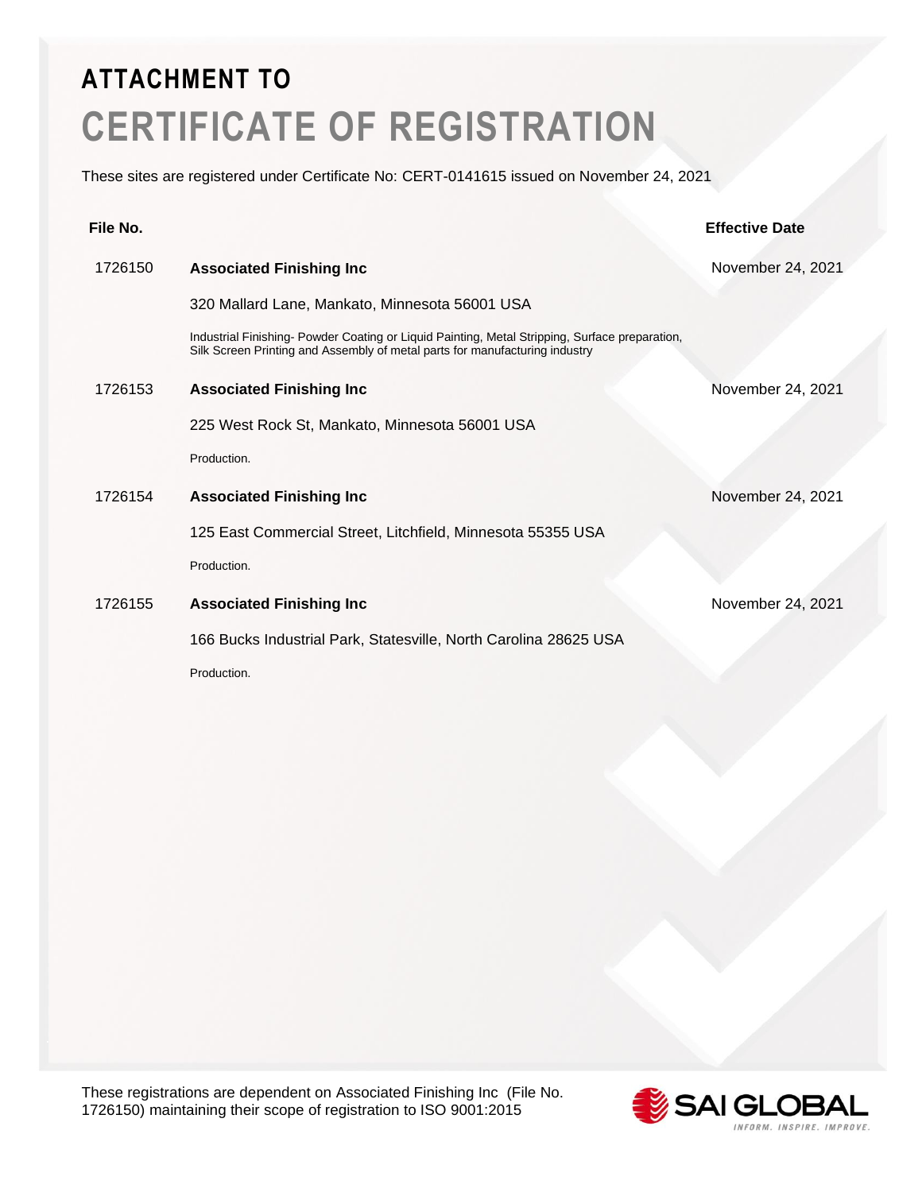# ATTACHMENT TO
# CERTIFICATE OF REGISTRATION

These sites are registered under Certificate No: CERT-0141615 issued on November 24, 2021

| File No. | | Effective Date |
|---|---|---|
| 1726150 | **Associated Finishing Inc**<br>320 Mallard Lane, Mankato, Minnesota 56001 USA<br>Industrial Finishing- Powder Coating or Liquid Painting, Metal Stripping, Surface preparation, Silk Screen Printing and Assembly of metal parts for manufacturing industry | November 24, 2021 |
| 1726153 | **Associated Finishing Inc**<br>225 West Rock St, Mankato, Minnesota 56001 USA<br>Production. | November 24, 2021 |
| 1726154 | **Associated Finishing Inc**<br>125 East Commercial Street, Litchfield, Minnesota 55355 USA<br>Production. | November 24, 2021 |
| 1726155 | **Associated Finishing Inc**<br>166 Bucks Industrial Park, Statesville, North Carolina 28625 USA<br>Production. | November 24, 2021 |

These registrations are dependent on Associated Finishing Inc (File No. 1726150) maintaining their scope of registration to ISO 9001:2015

SAI GLOBAL
INFORM. INSPIRE. IMPROVE.